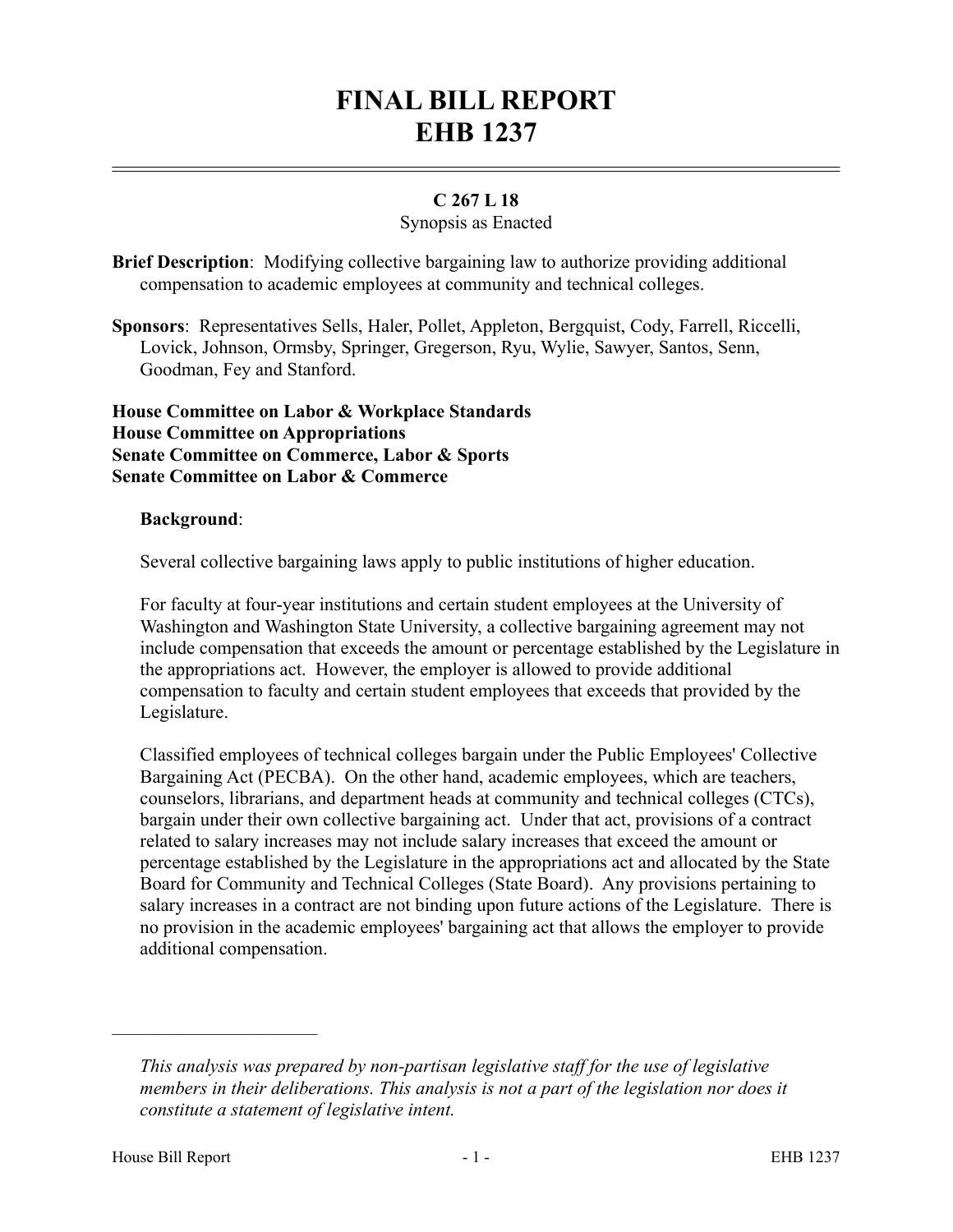# FINAL BILL REPORT
# EHB 1237

**C 267 L 18**

Synopsis as Enacted

**Brief Description**: Modifying collective bargaining law to authorize providing additional compensation to academic employees at community and technical colleges.

**Sponsors**: Representatives Sells, Haler, Pollet, Appleton, Bergquist, Cody, Farrell, Riccelli, Lovick, Johnson, Ormsby, Springer, Gregerson, Ryu, Wylie, Sawyer, Santos, Senn, Goodman, Fey and Stanford.

**House Committee on Labor & Workplace Standards**
**House Committee on Appropriations**
**Senate Committee on Commerce, Labor & Sports**
**Senate Committee on Labor & Commerce**

**Background**:

Several collective bargaining laws apply to public institutions of higher education.

For faculty at four-year institutions and certain student employees at the University of Washington and Washington State University, a collective bargaining agreement may not include compensation that exceeds the amount or percentage established by the Legislature in the appropriations act. However, the employer is allowed to provide additional compensation to faculty and certain student employees that exceeds that provided by the Legislature.

Classified employees of technical colleges bargain under the Public Employees' Collective Bargaining Act (PECBA). On the other hand, academic employees, which are teachers, counselors, librarians, and department heads at community and technical colleges (CTCs), bargain under their own collective bargaining act. Under that act, provisions of a contract related to salary increases may not include salary increases that exceed the amount or percentage established by the Legislature in the appropriations act and allocated by the State Board for Community and Technical Colleges (State Board). Any provisions pertaining to salary increases in a contract are not binding upon future actions of the Legislature. There is no provision in the academic employees' bargaining act that allows the employer to provide additional compensation.

---

*This analysis was prepared by non-partisan legislative staff for the use of legislative members in their deliberations. This analysis is not a part of the legislation nor does it constitute a statement of legislative intent.*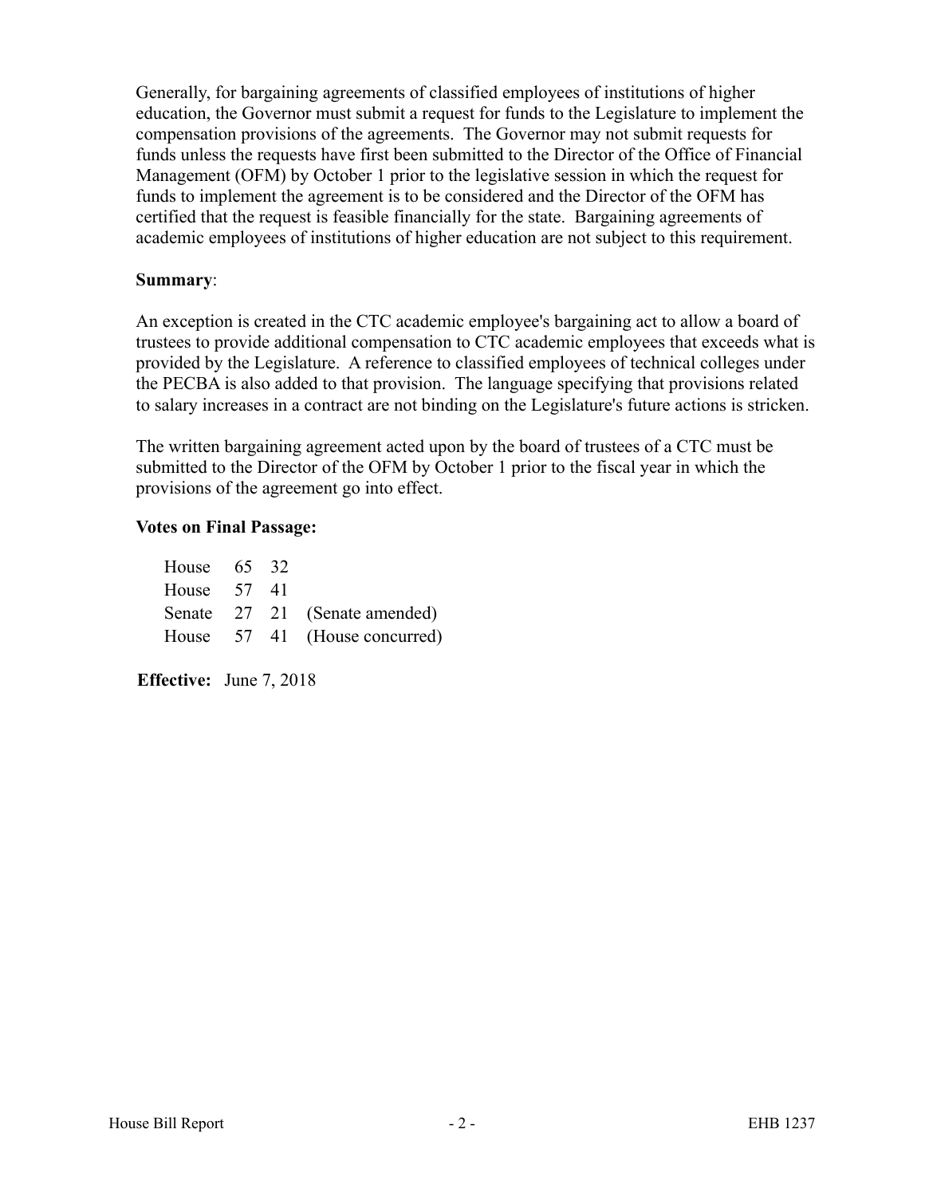Generally, for bargaining agreements of classified employees of institutions of higher education, the Governor must submit a request for funds to the Legislature to implement the compensation provisions of the agreements. The Governor may not submit requests for funds unless the requests have first been submitted to the Director of the Office of Financial Management (OFM) by October 1 prior to the legislative session in which the request for funds to implement the agreement is to be considered and the Director of the OFM has certified that the request is feasible financially for the state. Bargaining agreements of academic employees of institutions of higher education are not subject to this requirement.

**Summary**:

An exception is created in the CTC academic employee's bargaining act to allow a board of trustees to provide additional compensation to CTC academic employees that exceeds what is provided by the Legislature. A reference to classified employees of technical colleges under the PECBA is also added to that provision. The language specifying that provisions related to salary increases in a contract are not binding on the Legislature's future actions is stricken.

The written bargaining agreement acted upon by the board of trustees of a CTC must be submitted to the Director of the OFM by October 1 prior to the fiscal year in which the provisions of the agreement go into effect.

**Votes on Final Passage:**

| | | | |
|---|---|---|---|
| House | 65 | 32 | |
| House | 57 | 41 | |
| Senate | 27 | 21 | (Senate amended) |
| House | 57 | 41 | (House concurred) |

**Effective:** June 7, 2018